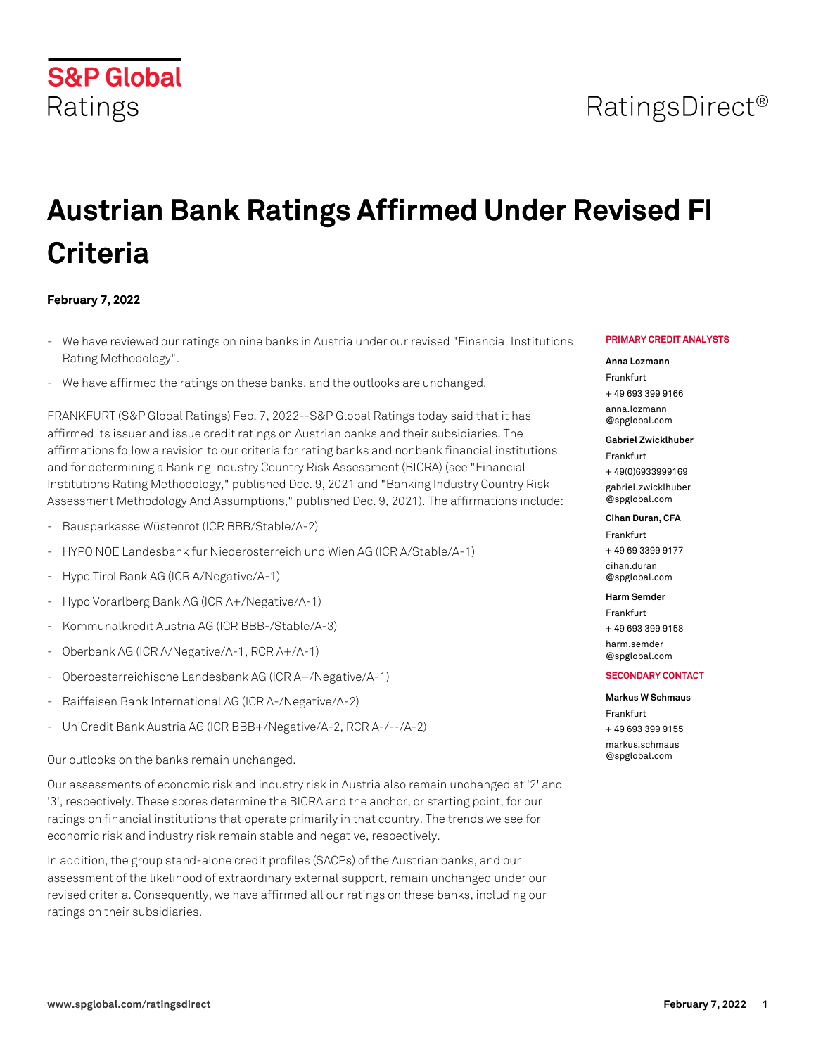S&P Global Ratings

RatingsDirect®

# Austrian Bank Ratings Affirmed Under Revised FI Criteria

**February 7, 2022**

- We have reviewed our ratings on nine banks in Austria under our revised "Financial Institutions Rating Methodology".
- We have affirmed the ratings on these banks, and the outlooks are unchanged.

FRANKFURT (S&P Global Ratings) Feb. 7, 2022--S&P Global Ratings today said that it has affirmed its issuer and issue credit ratings on Austrian banks and their subsidiaries. The affirmations follow a revision to our criteria for rating banks and nonbank financial institutions and for determining a Banking Industry Country Risk Assessment (BICRA) (see "Financial Institutions Rating Methodology," published Dec. 9, 2021 and "Banking Industry Country Risk Assessment Methodology And Assumptions," published Dec. 9, 2021). The affirmations include:

- Bausparkasse Wüstenrot (ICR BBB/Stable/A-2)
- HYPO NOE Landesbank fur Niederosterreich und Wien AG (ICR A/Stable/A-1)
- Hypo Tirol Bank AG (ICR A/Negative/A-1)
- Hypo Vorarlberg Bank AG (ICR A+/Negative/A-1)
- Kommunalkredit Austria AG (ICR BBB-/Stable/A-3)
- Oberbank AG (ICR A/Negative/A-1, RCR A+/A-1)
- Oberoesterreichische Landesbank AG (ICR A+/Negative/A-1)
- Raiffeisen Bank International AG (ICR A-/Negative/A-2)
- UniCredit Bank Austria AG (ICR BBB+/Negative/A-2, RCR A-/--/A-2)

Our outlooks on the banks remain unchanged.

Our assessments of economic risk and industry risk in Austria also remain unchanged at '2' and '3', respectively. These scores determine the BICRA and the anchor, or starting point, for our ratings on financial institutions that operate primarily in that country. The trends we see for economic risk and industry risk remain stable and negative, respectively.

In addition, the group stand-alone credit profiles (SACPs) of the Austrian banks, and our assessment of the likelihood of extraordinary external support, remain unchanged under our revised criteria. Consequently, we have affirmed all our ratings on these banks, including our ratings on their subsidiaries.

**PRIMARY CREDIT ANALYSTS**

**Anna Lozmann**
Frankfurt
+ 49 693 399 9166
anna.lozmann@spglobal.com

**Gabriel Zwicklhuber**
Frankfurt
+ 49(0)6933999169
gabriel.zwicklhuber@spglobal.com

**Cihan Duran, CFA**
Frankfurt
+ 49 69 3399 9177
cihan.duran@spglobal.com

**Harm Semder**
Frankfurt
+ 49 693 399 9158
harm.semder@spglobal.com

**SECONDARY CONTACT**

**Markus W Schmaus**
Frankfurt
+ 49 693 399 9155
markus.schmaus@spglobal.com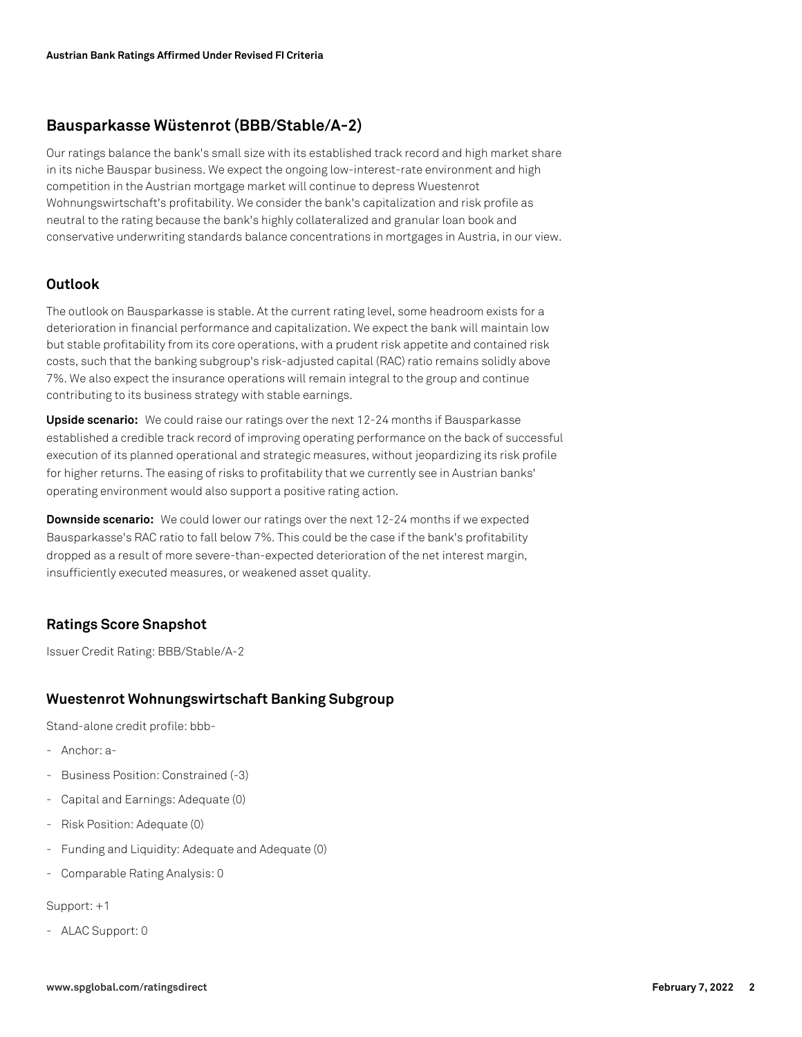## Bausparkasse Wüstenrot (BBB/Stable/A-2)

Our ratings balance the bank's small size with its established track record and high market share in its niche Bauspar business. We expect the ongoing low-interest-rate environment and high competition in the Austrian mortgage market will continue to depress Wuestenrot Wohnungswirtschaft's profitability. We consider the bank's capitalization and risk profile as neutral to the rating because the bank's highly collateralized and granular loan book and conservative underwriting standards balance concentrations in mortgages in Austria, in our view.

### Outlook

The outlook on Bausparkasse is stable. At the current rating level, some headroom exists for a deterioration in financial performance and capitalization. We expect the bank will maintain low but stable profitability from its core operations, with a prudent risk appetite and contained risk costs, such that the banking subgroup's risk-adjusted capital (RAC) ratio remains solidly above 7%. We also expect the insurance operations will remain integral to the group and continue contributing to its business strategy with stable earnings.

**Upside scenario:** We could raise our ratings over the next 12-24 months if Bausparkasse established a credible track record of improving operating performance on the back of successful execution of its planned operational and strategic measures, without jeopardizing its risk profile for higher returns. The easing of risks to profitability that we currently see in Austrian banks' operating environment would also support a positive rating action.

**Downside scenario:** We could lower our ratings over the next 12-24 months if we expected Bausparkasse's RAC ratio to fall below 7%. This could be the case if the bank's profitability dropped as a result of more severe-than-expected deterioration of the net interest margin, insufficiently executed measures, or weakened asset quality.

### Ratings Score Snapshot

Issuer Credit Rating: BBB/Stable/A-2

### Wuestenrot Wohnungswirtschaft Banking Subgroup

Stand-alone credit profile: bbb-

- Anchor: a-
- Business Position: Constrained (-3)
- Capital and Earnings: Adequate (0)
- Risk Position: Adequate (0)
- Funding and Liquidity: Adequate and Adequate (0)
- Comparable Rating Analysis: 0

Support: +1

- ALAC Support: 0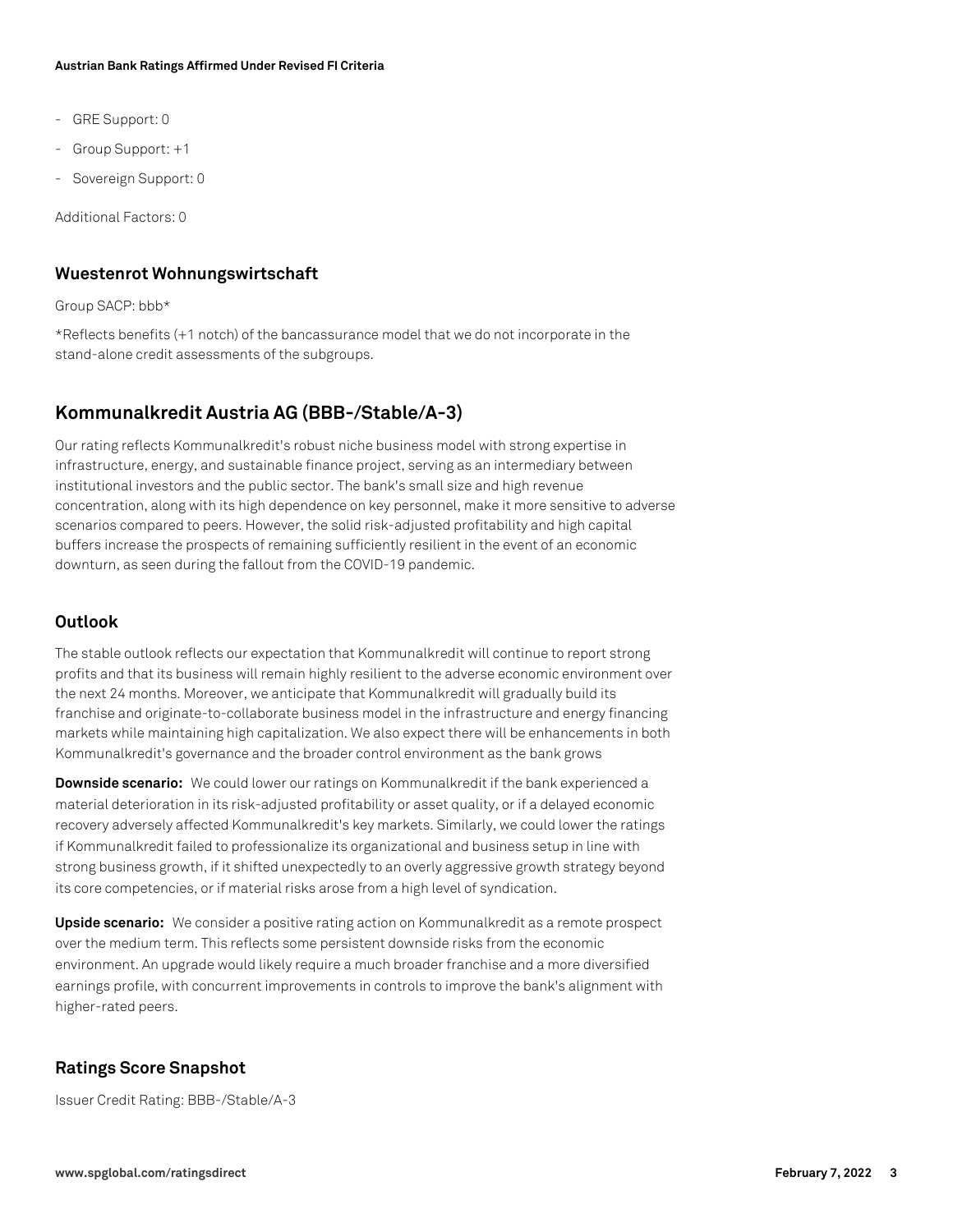- GRE Support: 0
- Group Support: +1
- Sovereign Support: 0

Additional Factors: 0

### Wuestenrot Wohnungswirtschaft

Group SACP: bbb*

*Reflects benefits (+1 notch) of the bancassurance model that we do not incorporate in the stand-alone credit assessments of the subgroups.

## Kommunalkredit Austria AG (BBB-/Stable/A-3)

Our rating reflects Kommunalkredit's robust niche business model with strong expertise in infrastructure, energy, and sustainable finance project, serving as an intermediary between institutional investors and the public sector. The bank's small size and high revenue concentration, along with its high dependence on key personnel, make it more sensitive to adverse scenarios compared to peers. However, the solid risk-adjusted profitability and high capital buffers increase the prospects of remaining sufficiently resilient in the event of an economic downturn, as seen during the fallout from the COVID-19 pandemic.

### Outlook

The stable outlook reflects our expectation that Kommunalkredit will continue to report strong profits and that its business will remain highly resilient to the adverse economic environment over the next 24 months. Moreover, we anticipate that Kommunalkredit will gradually build its franchise and originate-to-collaborate business model in the infrastructure and energy financing markets while maintaining high capitalization. We also expect there will be enhancements in both Kommunalkredit's governance and the broader control environment as the bank grows

**Downside scenario:** We could lower our ratings on Kommunalkredit if the bank experienced a material deterioration in its risk-adjusted profitability or asset quality, or if a delayed economic recovery adversely affected Kommunalkredit's key markets. Similarly, we could lower the ratings if Kommunalkredit failed to professionalize its organizational and business setup in line with strong business growth, if it shifted unexpectedly to an overly aggressive growth strategy beyond its core competencies, or if material risks arose from a high level of syndication.

**Upside scenario:** We consider a positive rating action on Kommunalkredit as a remote prospect over the medium term. This reflects some persistent downside risks from the economic environment. An upgrade would likely require a much broader franchise and a more diversified earnings profile, with concurrent improvements in controls to improve the bank's alignment with higher-rated peers.

### Ratings Score Snapshot

Issuer Credit Rating: BBB-/Stable/A-3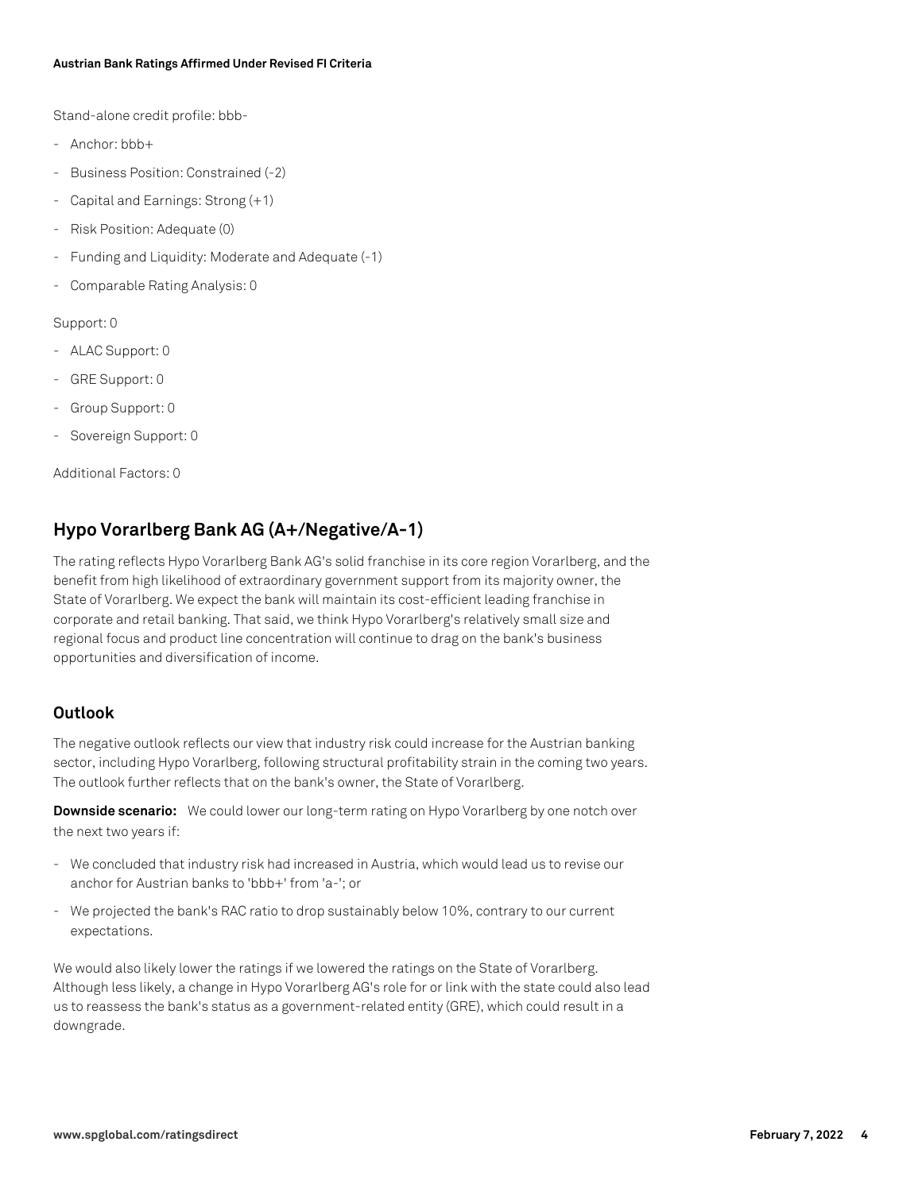Stand-alone credit profile: bbb-

- Anchor: bbb+
- Business Position: Constrained (-2)
- Capital and Earnings: Strong (+1)
- Risk Position: Adequate (0)
- Funding and Liquidity: Moderate and Adequate (-1)
- Comparable Rating Analysis: 0

Support: 0

- ALAC Support: 0
- GRE Support: 0
- Group Support: 0
- Sovereign Support: 0

Additional Factors: 0

## Hypo Vorarlberg Bank AG (A+/Negative/A-1)

The rating reflects Hypo Vorarlberg Bank AG's solid franchise in its core region Vorarlberg, and the benefit from high likelihood of extraordinary government support from its majority owner, the State of Vorarlberg. We expect the bank will maintain its cost-efficient leading franchise in corporate and retail banking. That said, we think Hypo Vorarlberg's relatively small size and regional focus and product line concentration will continue to drag on the bank's business opportunities and diversification of income.

### Outlook

The negative outlook reflects our view that industry risk could increase for the Austrian banking sector, including Hypo Vorarlberg, following structural profitability strain in the coming two years. The outlook further reflects that on the bank's owner, the State of Vorarlberg.

**Downside scenario:** We could lower our long-term rating on Hypo Vorarlberg by one notch over the next two years if:

- We concluded that industry risk had increased in Austria, which would lead us to revise our anchor for Austrian banks to 'bbb+' from 'a-'; or
- We projected the bank's RAC ratio to drop sustainably below 10%, contrary to our current expectations.

We would also likely lower the ratings if we lowered the ratings on the State of Vorarlberg. Although less likely, a change in Hypo Vorarlberg AG's role for or link with the state could also lead us to reassess the bank's status as a government-related entity (GRE), which could result in a downgrade.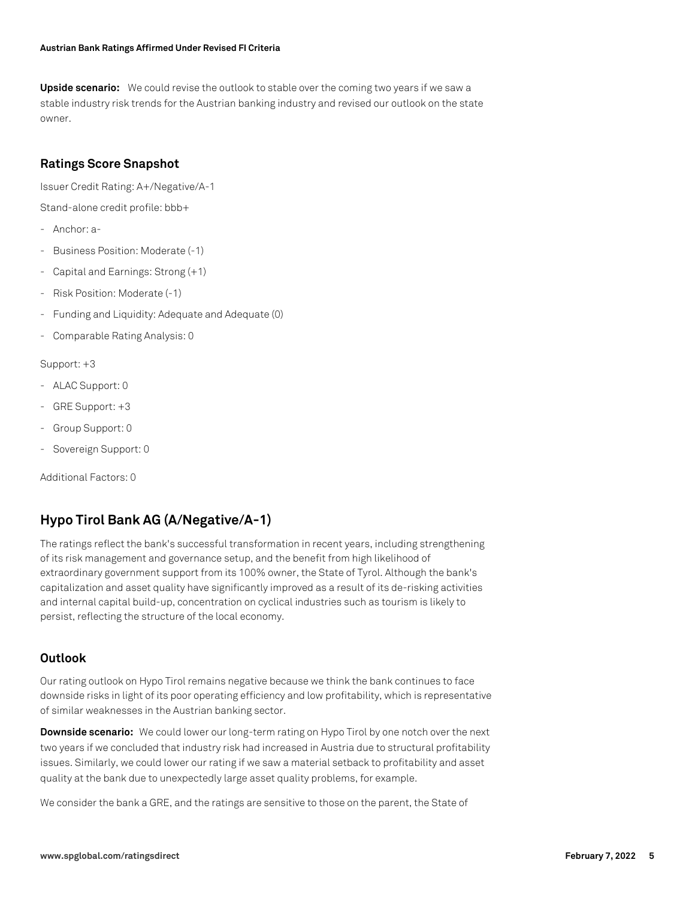**Upside scenario:** We could revise the outlook to stable over the coming two years if we saw a stable industry risk trends for the Austrian banking industry and revised our outlook on the state owner.

### Ratings Score Snapshot

Issuer Credit Rating: A+/Negative/A-1

Stand-alone credit profile: bbb+

- Anchor: a-
- Business Position: Moderate (-1)
- Capital and Earnings: Strong (+1)
- Risk Position: Moderate (-1)
- Funding and Liquidity: Adequate and Adequate (0)
- Comparable Rating Analysis: 0

Support: +3

- ALAC Support: 0
- GRE Support: +3
- Group Support: 0
- Sovereign Support: 0

Additional Factors: 0

## Hypo Tirol Bank AG (A/Negative/A-1)

The ratings reflect the bank's successful transformation in recent years, including strengthening of its risk management and governance setup, and the benefit from high likelihood of extraordinary government support from its 100% owner, the State of Tyrol. Although the bank's capitalization and asset quality have significantly improved as a result of its de-risking activities and internal capital build-up, concentration on cyclical industries such as tourism is likely to persist, reflecting the structure of the local economy.

### Outlook

Our rating outlook on Hypo Tirol remains negative because we think the bank continues to face downside risks in light of its poor operating efficiency and low profitability, which is representative of similar weaknesses in the Austrian banking sector.

**Downside scenario:** We could lower our long-term rating on Hypo Tirol by one notch over the next two years if we concluded that industry risk had increased in Austria due to structural profitability issues. Similarly, we could lower our rating if we saw a material setback to profitability and asset quality at the bank due to unexpectedly large asset quality problems, for example.

We consider the bank a GRE, and the ratings are sensitive to those on the parent, the State of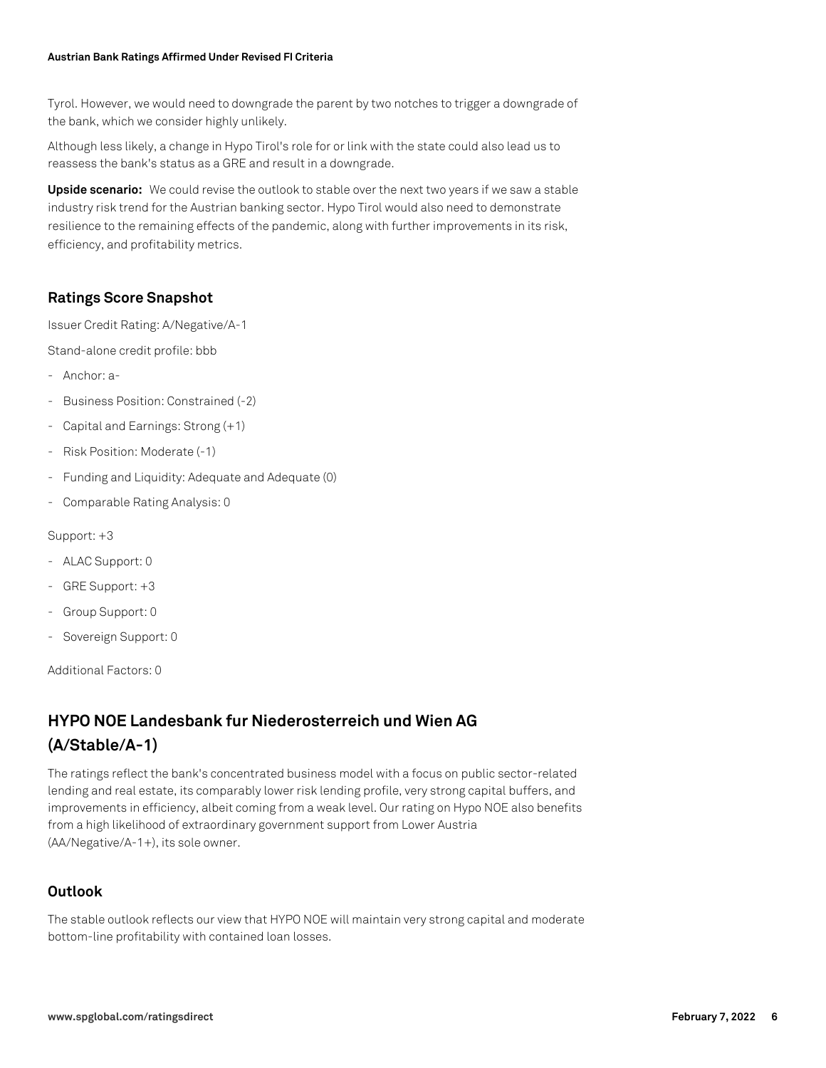Tyrol. However, we would need to downgrade the parent by two notches to trigger a downgrade of the bank, which we consider highly unlikely.

Although less likely, a change in Hypo Tirol's role for or link with the state could also lead us to reassess the bank's status as a GRE and result in a downgrade.

**Upside scenario:** We could revise the outlook to stable over the next two years if we saw a stable industry risk trend for the Austrian banking sector. Hypo Tirol would also need to demonstrate resilience to the remaining effects of the pandemic, along with further improvements in its risk, efficiency, and profitability metrics.

### Ratings Score Snapshot

Issuer Credit Rating: A/Negative/A-1

Stand-alone credit profile: bbb

- Anchor: a-
- Business Position: Constrained (-2)
- Capital and Earnings: Strong (+1)
- Risk Position: Moderate (-1)
- Funding and Liquidity: Adequate and Adequate (0)
- Comparable Rating Analysis: 0

Support: +3

- ALAC Support: 0
- GRE Support: +3
- Group Support: 0
- Sovereign Support: 0

Additional Factors: 0

## HYPO NOE Landesbank fur Niederosterreich und Wien AG (A/Stable/A-1)

The ratings reflect the bank's concentrated business model with a focus on public sector-related lending and real estate, its comparably lower risk lending profile, very strong capital buffers, and improvements in efficiency, albeit coming from a weak level. Our rating on Hypo NOE also benefits from a high likelihood of extraordinary government support from Lower Austria (AA/Negative/A-1+), its sole owner.

### Outlook

The stable outlook reflects our view that HYPO NOE will maintain very strong capital and moderate bottom-line profitability with contained loan losses.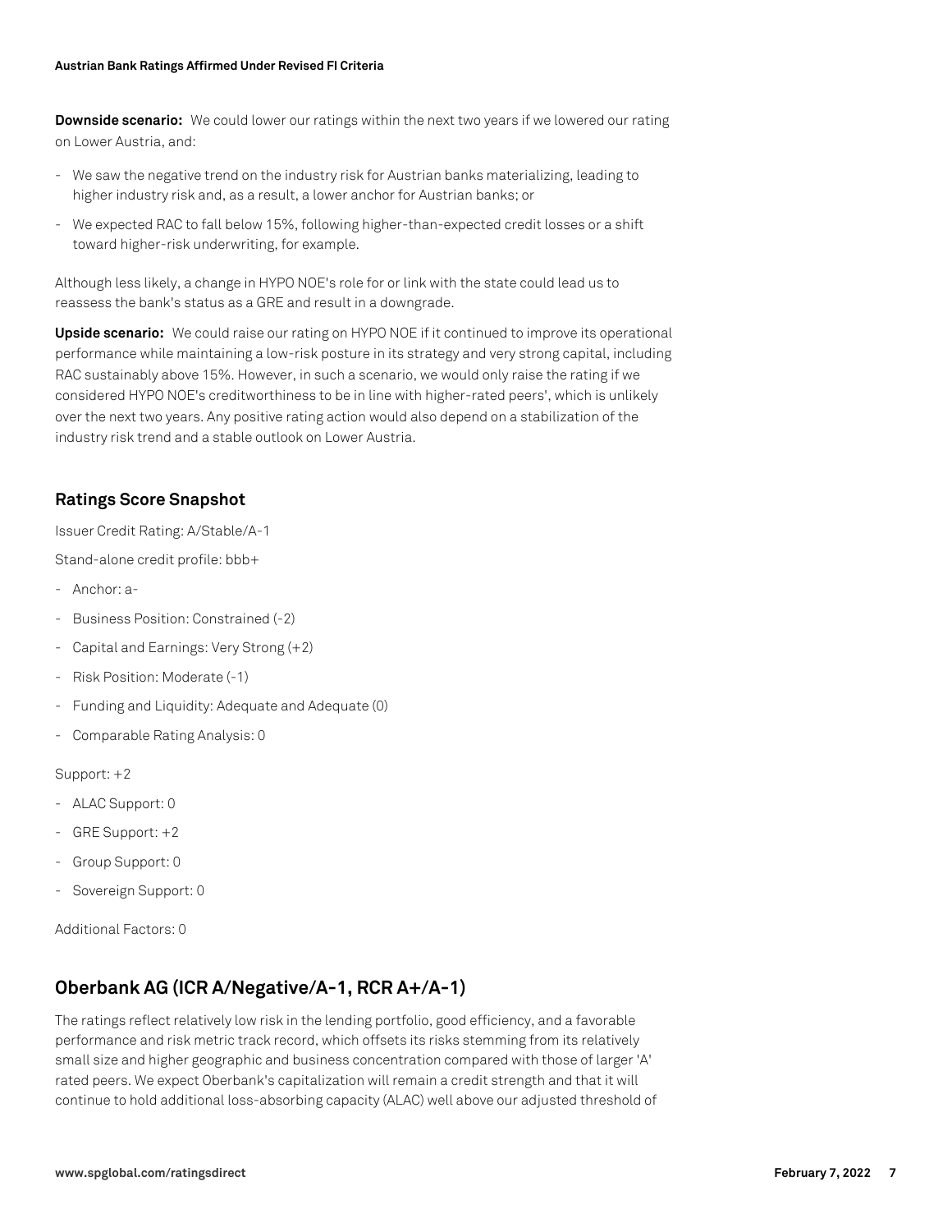**Downside scenario:** We could lower our ratings within the next two years if we lowered our rating on Lower Austria, and:

- We saw the negative trend on the industry risk for Austrian banks materializing, leading to higher industry risk and, as a result, a lower anchor for Austrian banks; or
- We expected RAC to fall below 15%, following higher-than-expected credit losses or a shift toward higher-risk underwriting, for example.

Although less likely, a change in HYPO NOE's role for or link with the state could lead us to reassess the bank's status as a GRE and result in a downgrade.

**Upside scenario:** We could raise our rating on HYPO NOE if it continued to improve its operational performance while maintaining a low-risk posture in its strategy and very strong capital, including RAC sustainably above 15%. However, in such a scenario, we would only raise the rating if we considered HYPO NOE's creditworthiness to be in line with higher-rated peers', which is unlikely over the next two years. Any positive rating action would also depend on a stabilization of the industry risk trend and a stable outlook on Lower Austria.

## Ratings Score Snapshot

Issuer Credit Rating: A/Stable/A-1

Stand-alone credit profile: bbb+

- Anchor: a-
- Business Position: Constrained (-2)
- Capital and Earnings: Very Strong (+2)
- Risk Position: Moderate (-1)
- Funding and Liquidity: Adequate and Adequate (0)
- Comparable Rating Analysis: 0

Support: +2

- ALAC Support: 0
- GRE Support: +2
- Group Support: 0
- Sovereign Support: 0

Additional Factors: 0

## Oberbank AG (ICR A/Negative/A-1, RCR A+/A-1)

The ratings reflect relatively low risk in the lending portfolio, good efficiency, and a favorable performance and risk metric track record, which offsets its risks stemming from its relatively small size and higher geographic and business concentration compared with those of larger 'A' rated peers. We expect Oberbank's capitalization will remain a credit strength and that it will continue to hold additional loss-absorbing capacity (ALAC) well above our adjusted threshold of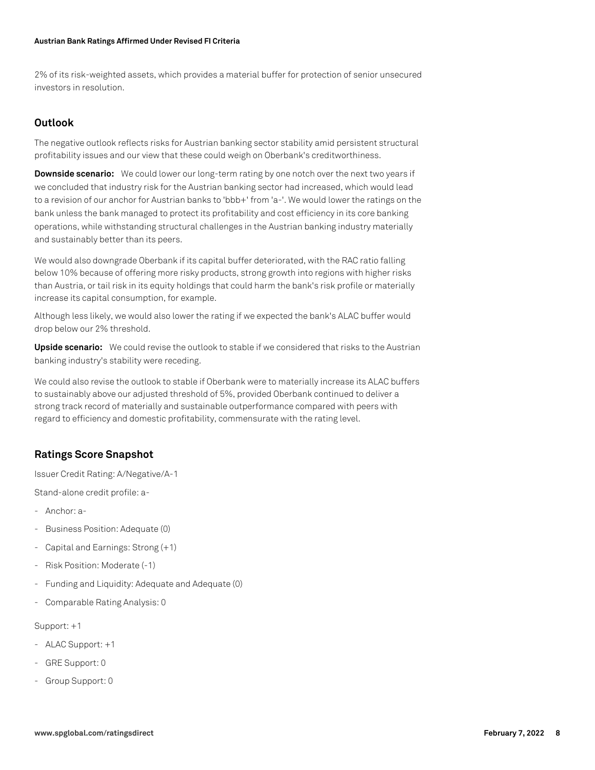2% of its risk-weighted assets, which provides a material buffer for protection of senior unsecured investors in resolution.

## Outlook

The negative outlook reflects risks for Austrian banking sector stability amid persistent structural profitability issues and our view that these could weigh on Oberbank's creditworthiness.

**Downside scenario:** We could lower our long-term rating by one notch over the next two years if we concluded that industry risk for the Austrian banking sector had increased, which would lead to a revision of our anchor for Austrian banks to 'bbb+' from 'a-'. We would lower the ratings on the bank unless the bank managed to protect its profitability and cost efficiency in its core banking operations, while withstanding structural challenges in the Austrian banking industry materially and sustainably better than its peers.

We would also downgrade Oberbank if its capital buffer deteriorated, with the RAC ratio falling below 10% because of offering more risky products, strong growth into regions with higher risks than Austria, or tail risk in its equity holdings that could harm the bank's risk profile or materially increase its capital consumption, for example.

Although less likely, we would also lower the rating if we expected the bank's ALAC buffer would drop below our 2% threshold.

**Upside scenario:** We could revise the outlook to stable if we considered that risks to the Austrian banking industry's stability were receding.

We could also revise the outlook to stable if Oberbank were to materially increase its ALAC buffers to sustainably above our adjusted threshold of 5%, provided Oberbank continued to deliver a strong track record of materially and sustainable outperformance compared with peers with regard to efficiency and domestic profitability, commensurate with the rating level.

## Ratings Score Snapshot

Issuer Credit Rating: A/Negative/A-1

Stand-alone credit profile: a-

- Anchor: a-
- Business Position: Adequate (0)
- Capital and Earnings: Strong (+1)
- Risk Position: Moderate (-1)
- Funding and Liquidity: Adequate and Adequate (0)
- Comparable Rating Analysis: 0

Support: +1

- ALAC Support: +1
- GRE Support: 0
- Group Support: 0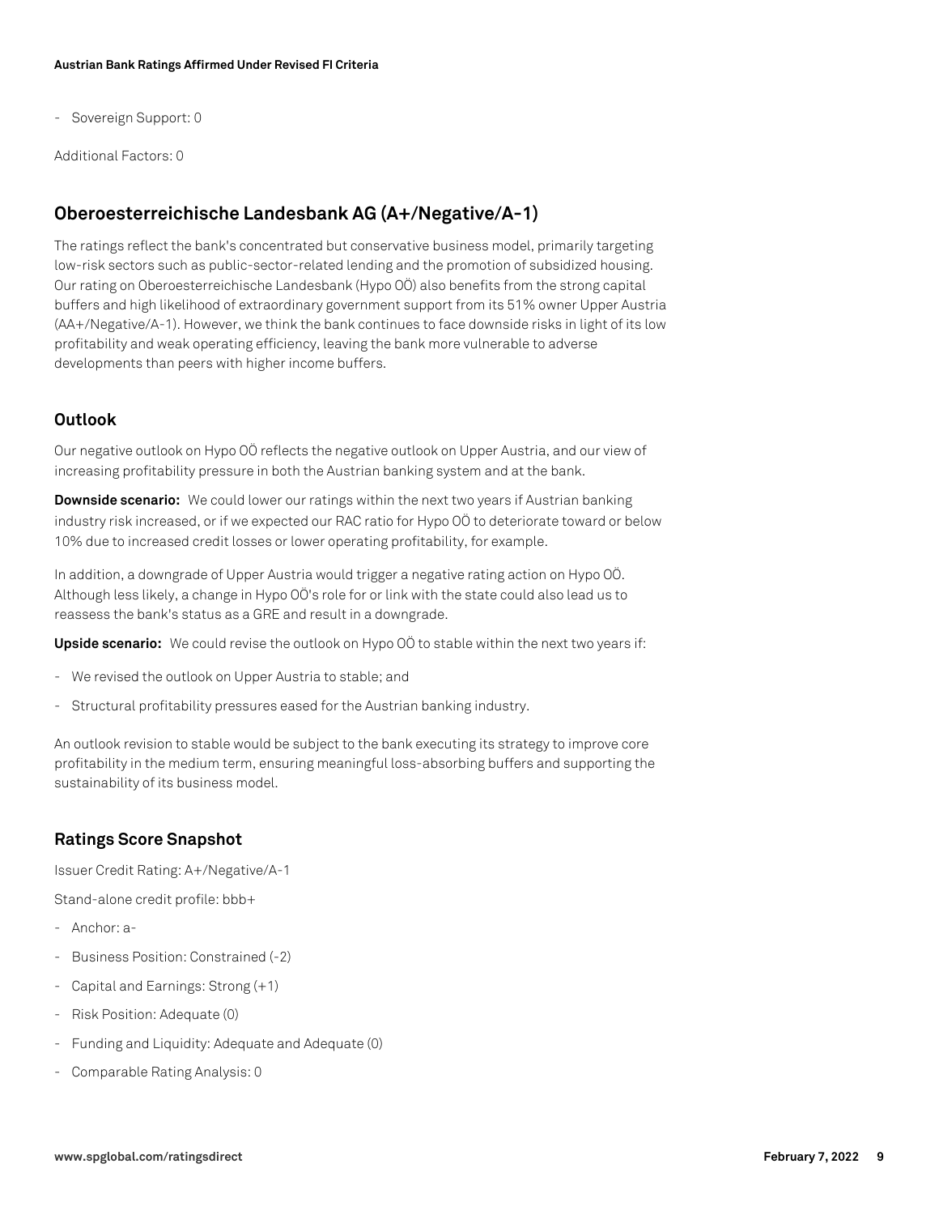- Sovereign Support: 0

Additional Factors: 0

## Oberoesterreichische Landesbank AG (A+/Negative/A-1)

The ratings reflect the bank's concentrated but conservative business model, primarily targeting low-risk sectors such as public-sector-related lending and the promotion of subsidized housing. Our rating on Oberoesterreichische Landesbank (Hypo OÖ) also benefits from the strong capital buffers and high likelihood of extraordinary government support from its 51% owner Upper Austria (AA+/Negative/A-1). However, we think the bank continues to face downside risks in light of its low profitability and weak operating efficiency, leaving the bank more vulnerable to adverse developments than peers with higher income buffers.

### Outlook

Our negative outlook on Hypo OÖ reflects the negative outlook on Upper Austria, and our view of increasing profitability pressure in both the Austrian banking system and at the bank.

**Downside scenario:** We could lower our ratings within the next two years if Austrian banking industry risk increased, or if we expected our RAC ratio for Hypo OÖ to deteriorate toward or below 10% due to increased credit losses or lower operating profitability, for example.

In addition, a downgrade of Upper Austria would trigger a negative rating action on Hypo OÖ. Although less likely, a change in Hypo OÖ's role for or link with the state could also lead us to reassess the bank's status as a GRE and result in a downgrade.

**Upside scenario:** We could revise the outlook on Hypo OÖ to stable within the next two years if:

- We revised the outlook on Upper Austria to stable; and
- Structural profitability pressures eased for the Austrian banking industry.

An outlook revision to stable would be subject to the bank executing its strategy to improve core profitability in the medium term, ensuring meaningful loss-absorbing buffers and supporting the sustainability of its business model.

### Ratings Score Snapshot

Issuer Credit Rating: A+/Negative/A-1

Stand-alone credit profile: bbb+

- Anchor: a-
- Business Position: Constrained (-2)
- Capital and Earnings: Strong (+1)
- Risk Position: Adequate (0)
- Funding and Liquidity: Adequate and Adequate (0)
- Comparable Rating Analysis: 0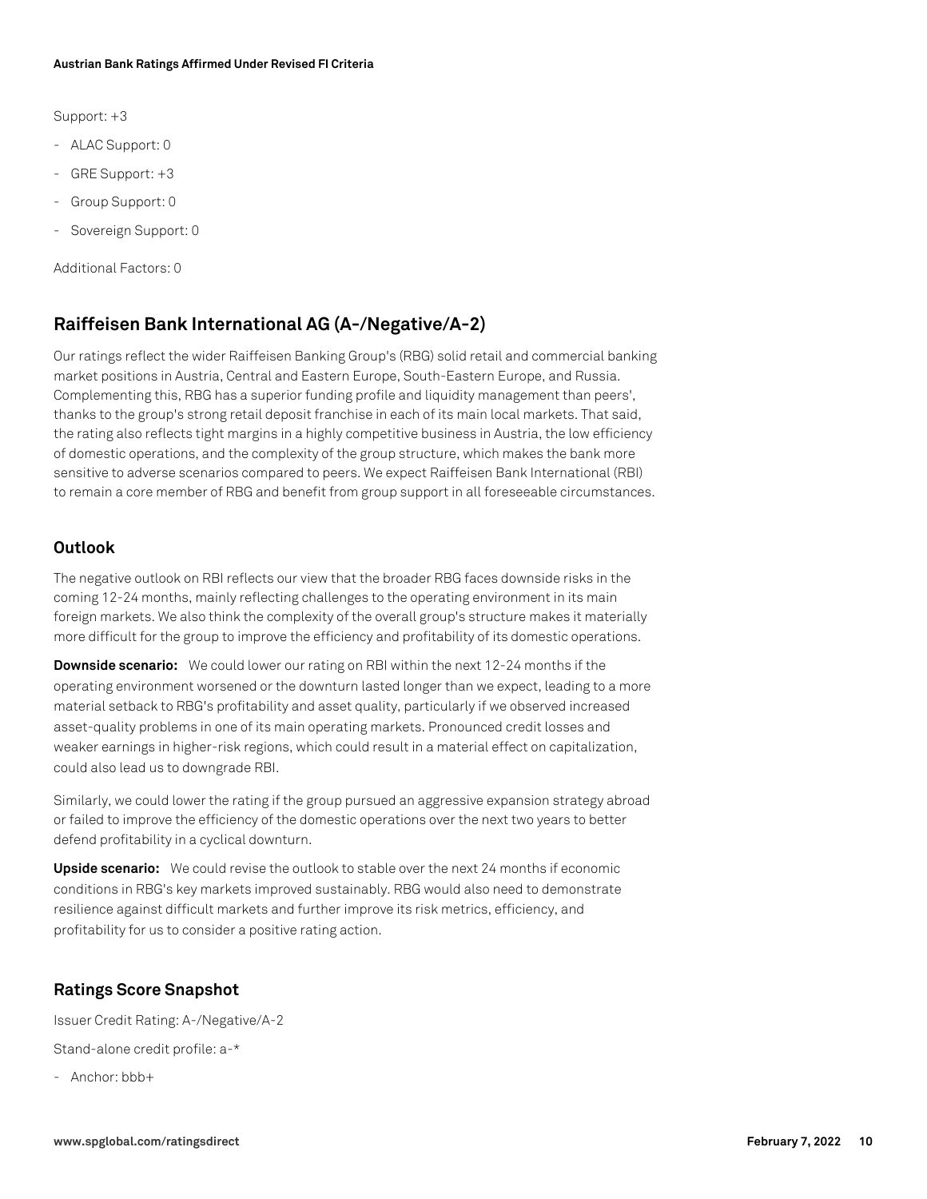Support: +3

- ALAC Support: 0
- GRE Support: +3
- Group Support: 0
- Sovereign Support: 0

Additional Factors: 0

## Raiffeisen Bank International AG (A-/Negative/A-2)

Our ratings reflect the wider Raiffeisen Banking Group's (RBG) solid retail and commercial banking market positions in Austria, Central and Eastern Europe, South-Eastern Europe, and Russia. Complementing this, RBG has a superior funding profile and liquidity management than peers', thanks to the group's strong retail deposit franchise in each of its main local markets. That said, the rating also reflects tight margins in a highly competitive business in Austria, the low efficiency of domestic operations, and the complexity of the group structure, which makes the bank more sensitive to adverse scenarios compared to peers. We expect Raiffeisen Bank International (RBI) to remain a core member of RBG and benefit from group support in all foreseeable circumstances.

### Outlook

The negative outlook on RBI reflects our view that the broader RBG faces downside risks in the coming 12-24 months, mainly reflecting challenges to the operating environment in its main foreign markets. We also think the complexity of the overall group's structure makes it materially more difficult for the group to improve the efficiency and profitability of its domestic operations.

**Downside scenario:** We could lower our rating on RBI within the next 12-24 months if the operating environment worsened or the downturn lasted longer than we expect, leading to a more material setback to RBG's profitability and asset quality, particularly if we observed increased asset-quality problems in one of its main operating markets. Pronounced credit losses and weaker earnings in higher-risk regions, which could result in a material effect on capitalization, could also lead us to downgrade RBI.

Similarly, we could lower the rating if the group pursued an aggressive expansion strategy abroad or failed to improve the efficiency of the domestic operations over the next two years to better defend profitability in a cyclical downturn.

**Upside scenario:** We could revise the outlook to stable over the next 24 months if economic conditions in RBG's key markets improved sustainably. RBG would also need to demonstrate resilience against difficult markets and further improve its risk metrics, efficiency, and profitability for us to consider a positive rating action.

### Ratings Score Snapshot

Issuer Credit Rating: A-/Negative/A-2

Stand-alone credit profile: a-*

- Anchor: bbb+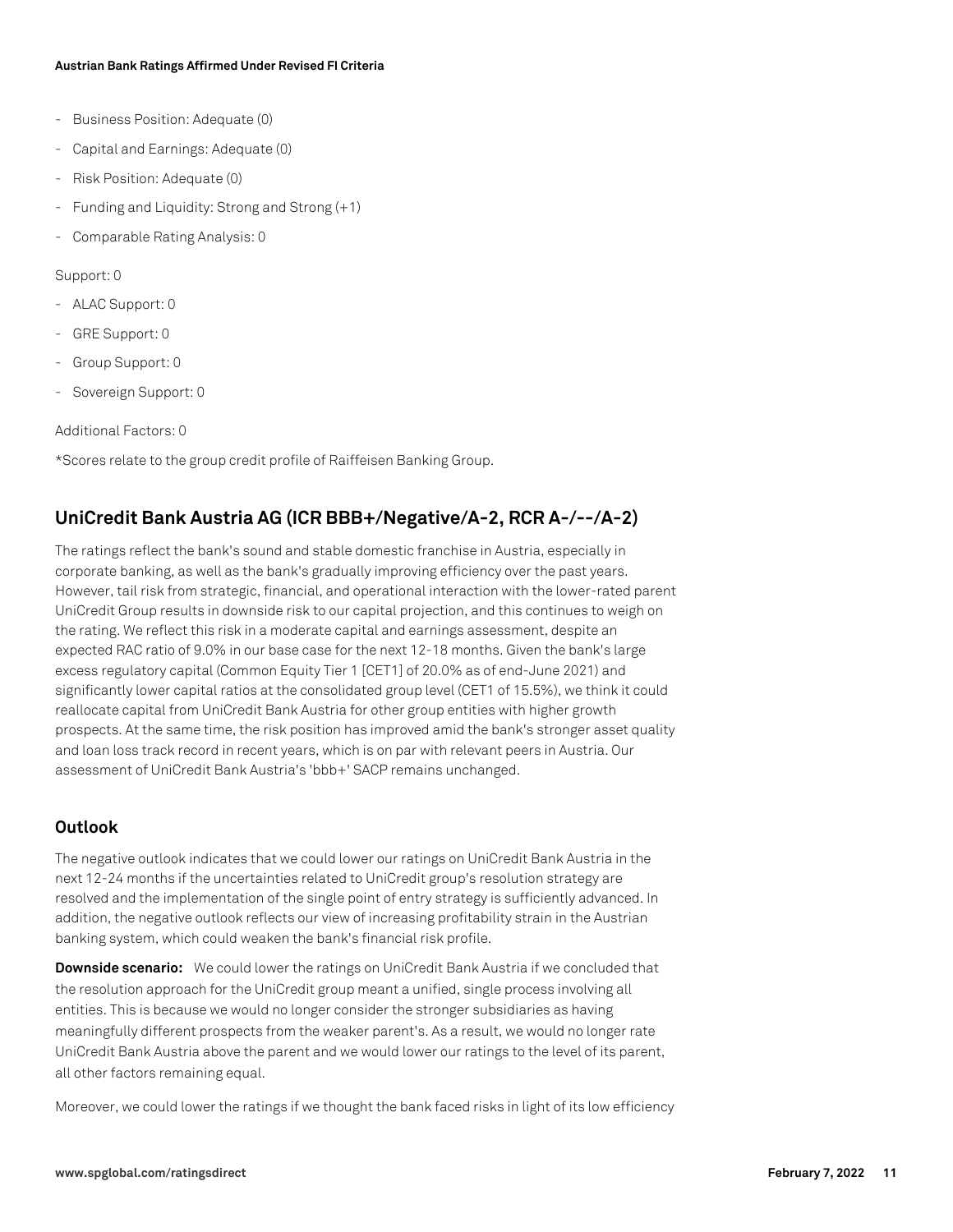- Business Position: Adequate (0)
- Capital and Earnings: Adequate (0)
- Risk Position: Adequate (0)
- Funding and Liquidity: Strong and Strong (+1)
- Comparable Rating Analysis: 0

Support: 0

- ALAC Support: 0
- GRE Support: 0
- Group Support: 0
- Sovereign Support: 0

Additional Factors: 0

*Scores relate to the group credit profile of Raiffeisen Banking Group.

## UniCredit Bank Austria AG (ICR BBB+/Negative/A-2, RCR A-/--/A-2)

The ratings reflect the bank's sound and stable domestic franchise in Austria, especially in corporate banking, as well as the bank's gradually improving efficiency over the past years. However, tail risk from strategic, financial, and operational interaction with the lower-rated parent UniCredit Group results in downside risk to our capital projection, and this continues to weigh on the rating. We reflect this risk in a moderate capital and earnings assessment, despite an expected RAC ratio of 9.0% in our base case for the next 12-18 months. Given the bank's large excess regulatory capital (Common Equity Tier 1 [CET1] of 20.0% as of end-June 2021) and significantly lower capital ratios at the consolidated group level (CET1 of 15.5%), we think it could reallocate capital from UniCredit Bank Austria for other group entities with higher growth prospects. At the same time, the risk position has improved amid the bank's stronger asset quality and loan loss track record in recent years, which is on par with relevant peers in Austria. Our assessment of UniCredit Bank Austria's 'bbb+' SACP remains unchanged.

### Outlook

The negative outlook indicates that we could lower our ratings on UniCredit Bank Austria in the next 12-24 months if the uncertainties related to UniCredit group's resolution strategy are resolved and the implementation of the single point of entry strategy is sufficiently advanced. In addition, the negative outlook reflects our view of increasing profitability strain in the Austrian banking system, which could weaken the bank's financial risk profile.

**Downside scenario:** We could lower the ratings on UniCredit Bank Austria if we concluded that the resolution approach for the UniCredit group meant a unified, single process involving all entities. This is because we would no longer consider the stronger subsidiaries as having meaningfully different prospects from the weaker parent's. As a result, we would no longer rate UniCredit Bank Austria above the parent and we would lower our ratings to the level of its parent, all other factors remaining equal.

Moreover, we could lower the ratings if we thought the bank faced risks in light of its low efficiency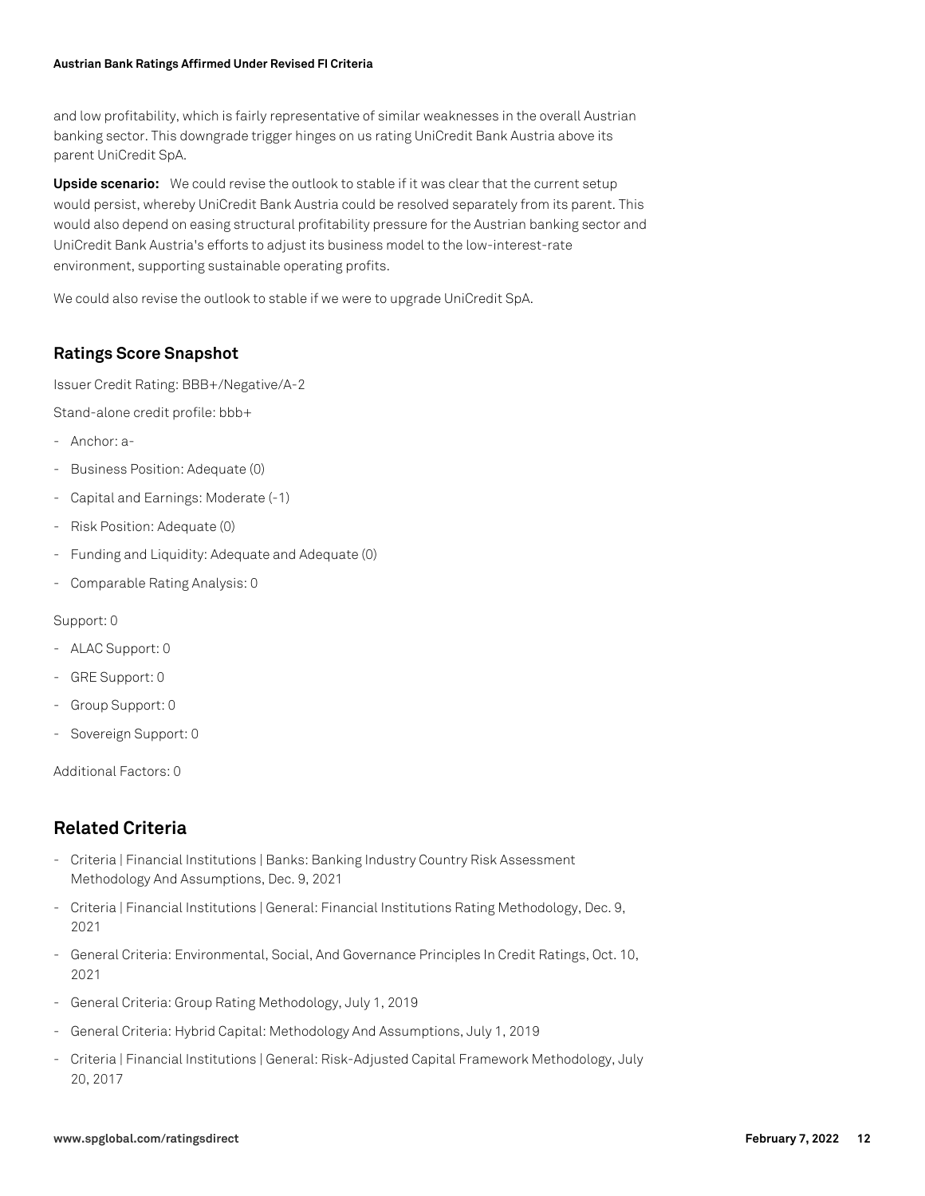and low profitability, which is fairly representative of similar weaknesses in the overall Austrian banking sector. This downgrade trigger hinges on us rating UniCredit Bank Austria above its parent UniCredit SpA.

**Upside scenario:** We could revise the outlook to stable if it was clear that the current setup would persist, whereby UniCredit Bank Austria could be resolved separately from its parent. This would also depend on easing structural profitability pressure for the Austrian banking sector and UniCredit Bank Austria's efforts to adjust its business model to the low-interest-rate environment, supporting sustainable operating profits.

We could also revise the outlook to stable if we were to upgrade UniCredit SpA.

## Ratings Score Snapshot

Issuer Credit Rating: BBB+/Negative/A-2

Stand-alone credit profile: bbb+

- Anchor: a-
- Business Position: Adequate (0)
- Capital and Earnings: Moderate (-1)
- Risk Position: Adequate (0)
- Funding and Liquidity: Adequate and Adequate (0)
- Comparable Rating Analysis: 0

Support: 0

- ALAC Support: 0
- GRE Support: 0
- Group Support: 0
- Sovereign Support: 0

Additional Factors: 0

## Related Criteria

- Criteria | Financial Institutions | Banks: Banking Industry Country Risk Assessment Methodology And Assumptions, Dec. 9, 2021
- Criteria | Financial Institutions | General: Financial Institutions Rating Methodology, Dec. 9, 2021
- General Criteria: Environmental, Social, And Governance Principles In Credit Ratings, Oct. 10, 2021
- General Criteria: Group Rating Methodology, July 1, 2019
- General Criteria: Hybrid Capital: Methodology And Assumptions, July 1, 2019
- Criteria | Financial Institutions | General: Risk-Adjusted Capital Framework Methodology, July 20, 2017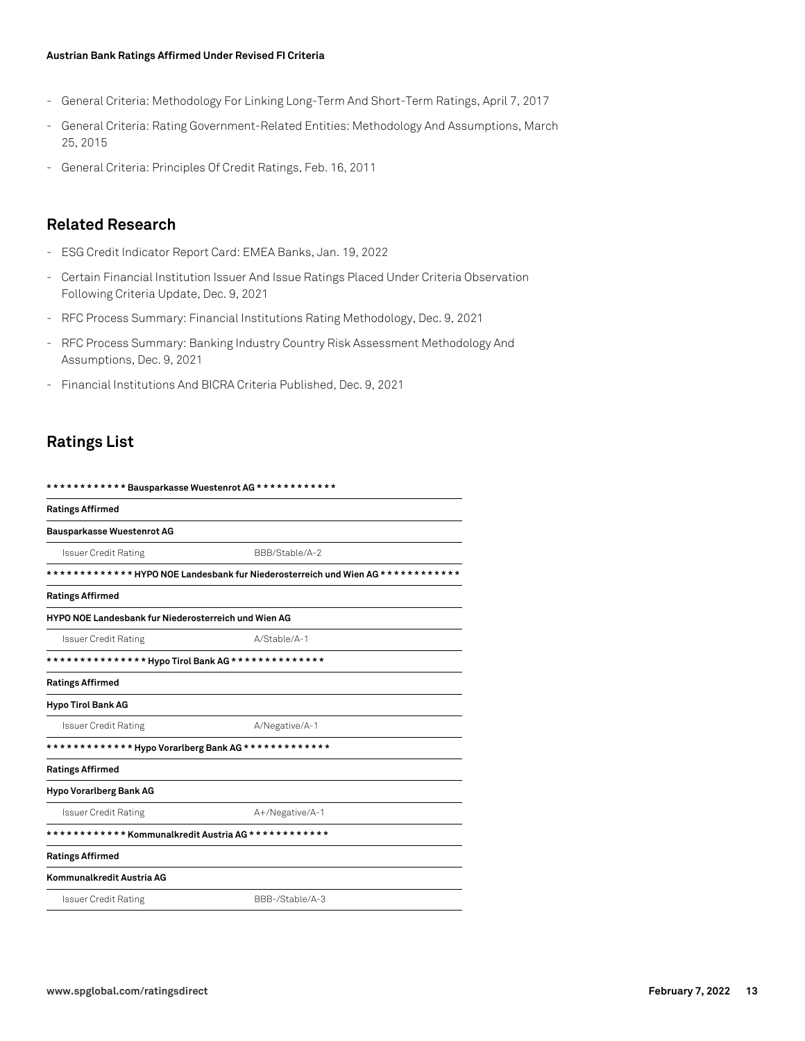- General Criteria: Methodology For Linking Long-Term And Short-Term Ratings, April 7, 2017
- General Criteria: Rating Government-Related Entities: Methodology And Assumptions, March 25, 2015
- General Criteria: Principles Of Credit Ratings, Feb. 16, 2011

## Related Research

- ESG Credit Indicator Report Card: EMEA Banks, Jan. 19, 2022
- Certain Financial Institution Issuer And Issue Ratings Placed Under Criteria Observation Following Criteria Update, Dec. 9, 2021
- RFC Process Summary: Financial Institutions Rating Methodology, Dec. 9, 2021
- RFC Process Summary: Banking Industry Country Risk Assessment Methodology And Assumptions, Dec. 9, 2021
- Financial Institutions And BICRA Criteria Published, Dec. 9, 2021

## Ratings List

| ************ Bausparkasse Wuestenrot AG ************ | |
|---|---|
| **Ratings Affirmed** | |
| **Bausparkasse Wuestenrot AG** | |
| Issuer Credit Rating | BBB/Stable/A-2 |
| **************** HYPO NOE Landesbank fur Niederosterreich und Wien AG ************ | |
| **Ratings Affirmed** | |
| **HYPO NOE Landesbank fur Niederosterreich und Wien AG** | |
| Issuer Credit Rating | A/Stable/A-1 |
| *************** Hypo Tirol Bank AG ************** | |
| **Ratings Affirmed** | |
| **Hypo Tirol Bank AG** | |
| Issuer Credit Rating | A/Negative/A-1 |
| ************* Hypo Vorarlberg Bank AG ************* | |
| **Ratings Affirmed** | |
| **Hypo Vorarlberg Bank AG** | |
| Issuer Credit Rating | A+/Negative/A-1 |
| ************ Kommunalkredit Austria AG ************ | |
| **Ratings Affirmed** | |
| **Kommunalkredit Austria AG** | |
| Issuer Credit Rating | BBB-/Stable/A-3 |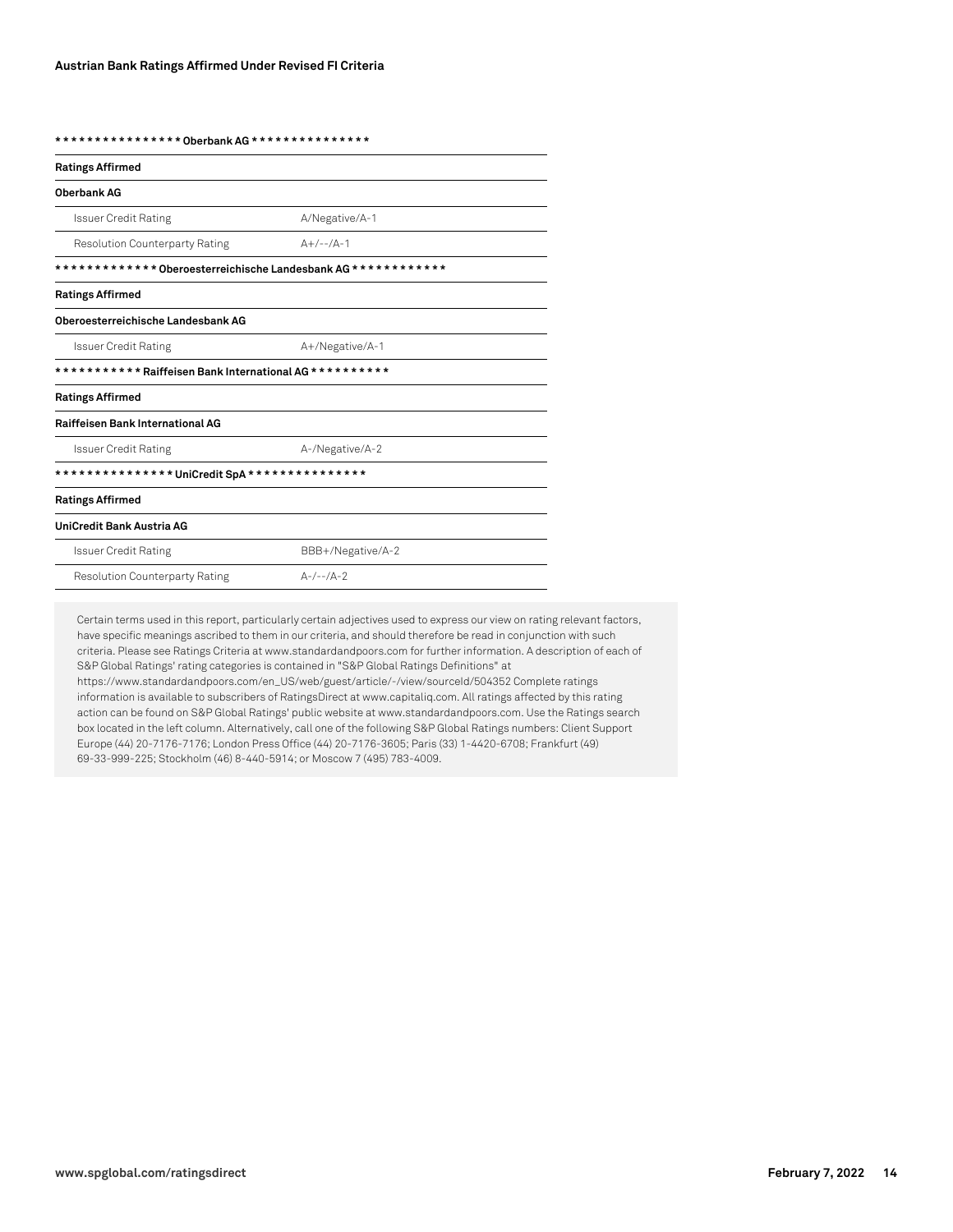**************** Oberbank AG ***************

| Ratings Affirmed | |
|---|---|
| **Oberbank AG** | |
| Issuer Credit Rating | A/Negative/A-1 |
| Resolution Counterparty Rating | A+/--/A-1 |

************* Oberoesterreichische Landesbank AG ************

| Ratings Affirmed | |
|---|---|
| **Oberoesterreichische Landesbank AG** | |
| Issuer Credit Rating | A+/Negative/A-1 |

*********** Raiffeisen Bank International AG **********

| Ratings Affirmed | |
|---|---|
| **Raiffeisen Bank International AG** | |
| Issuer Credit Rating | A-/Negative/A-2 |

*************** UniCredit SpA ***************

| Ratings Affirmed | |
|---|---|
| **UniCredit Bank Austria AG** | |
| Issuer Credit Rating | BBB+/Negative/A-2 |
| Resolution Counterparty Rating | A-/--/A-2 |

Certain terms used in this report, particularly certain adjectives used to express our view on rating relevant factors, have specific meanings ascribed to them in our criteria, and should therefore be read in conjunction with such criteria. Please see Ratings Criteria at www.standardandpoors.com for further information. A description of each of S&P Global Ratings' rating categories is contained in "S&P Global Ratings Definitions" at https://www.standardandpoors.com/en_US/web/guest/article/-/view/sourceId/504352 Complete ratings information is available to subscribers of RatingsDirect at www.capitaliq.com. All ratings affected by this rating action can be found on S&P Global Ratings' public website at www.standardandpoors.com. Use the Ratings search box located in the left column. Alternatively, call one of the following S&P Global Ratings numbers: Client Support Europe (44) 20-7176-7176; London Press Office (44) 20-7176-3605; Paris (33) 1-4420-6708; Frankfurt (49) 69-33-999-225; Stockholm (46) 8-440-5914; or Moscow 7 (495) 783-4009.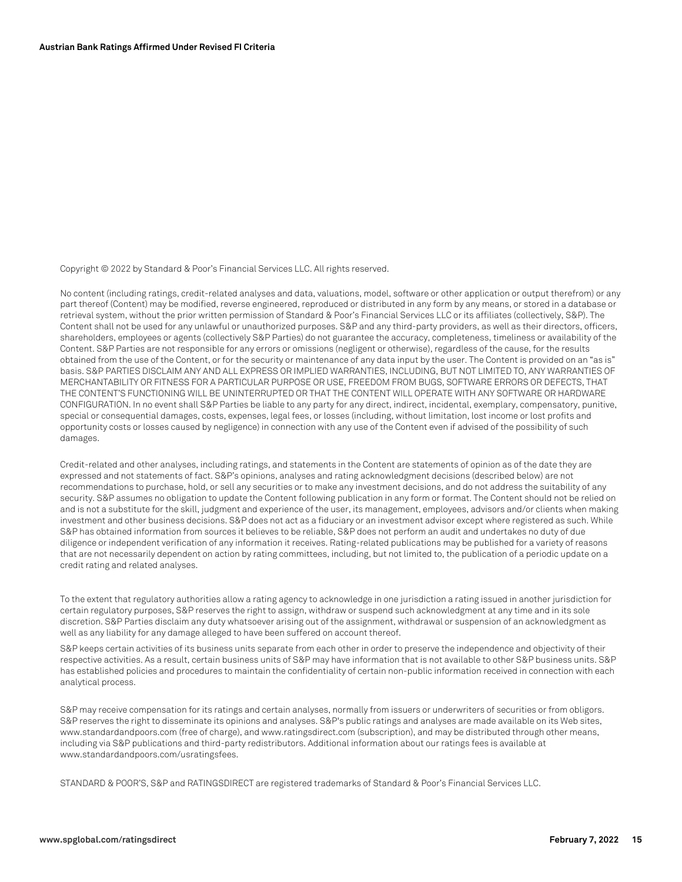Copyright © 2022 by Standard & Poor's Financial Services LLC. All rights reserved.

No content (including ratings, credit-related analyses and data, valuations, model, software or other application or output therefrom) or any part thereof (Content) may be modified, reverse engineered, reproduced or distributed in any form by any means, or stored in a database or retrieval system, without the prior written permission of Standard & Poor's Financial Services LLC or its affiliates (collectively, S&P). The Content shall not be used for any unlawful or unauthorized purposes. S&P and any third-party providers, as well as their directors, officers, shareholders, employees or agents (collectively S&P Parties) do not guarantee the accuracy, completeness, timeliness or availability of the Content. S&P Parties are not responsible for any errors or omissions (negligent or otherwise), regardless of the cause, for the results obtained from the use of the Content, or for the security or maintenance of any data input by the user. The Content is provided on an "as is" basis. S&P PARTIES DISCLAIM ANY AND ALL EXPRESS OR IMPLIED WARRANTIES, INCLUDING, BUT NOT LIMITED TO, ANY WARRANTIES OF MERCHANTABILITY OR FITNESS FOR A PARTICULAR PURPOSE OR USE, FREEDOM FROM BUGS, SOFTWARE ERRORS OR DEFECTS, THAT THE CONTENT'S FUNCTIONING WILL BE UNINTERRUPTED OR THAT THE CONTENT WILL OPERATE WITH ANY SOFTWARE OR HARDWARE CONFIGURATION. In no event shall S&P Parties be liable to any party for any direct, indirect, incidental, exemplary, compensatory, punitive, special or consequential damages, costs, expenses, legal fees, or losses (including, without limitation, lost income or lost profits and opportunity costs or losses caused by negligence) in connection with any use of the Content even if advised of the possibility of such damages.

Credit-related and other analyses, including ratings, and statements in the Content are statements of opinion as of the date they are expressed and not statements of fact. S&P's opinions, analyses and rating acknowledgment decisions (described below) are not recommendations to purchase, hold, or sell any securities or to make any investment decisions, and do not address the suitability of any security. S&P assumes no obligation to update the Content following publication in any form or format. The Content should not be relied on and is not a substitute for the skill, judgment and experience of the user, its management, employees, advisors and/or clients when making investment and other business decisions. S&P does not act as a fiduciary or an investment advisor except where registered as such. While S&P has obtained information from sources it believes to be reliable, S&P does not perform an audit and undertakes no duty of due diligence or independent verification of any information it receives. Rating-related publications may be published for a variety of reasons that are not necessarily dependent on action by rating committees, including, but not limited to, the publication of a periodic update on a credit rating and related analyses.

To the extent that regulatory authorities allow a rating agency to acknowledge in one jurisdiction a rating issued in another jurisdiction for certain regulatory purposes, S&P reserves the right to assign, withdraw or suspend such acknowledgment at any time and in its sole discretion. S&P Parties disclaim any duty whatsoever arising out of the assignment, withdrawal or suspension of an acknowledgment as well as any liability for any damage alleged to have been suffered on account thereof.

S&P keeps certain activities of its business units separate from each other in order to preserve the independence and objectivity of their respective activities. As a result, certain business units of S&P may have information that is not available to other S&P business units. S&P has established policies and procedures to maintain the confidentiality of certain non-public information received in connection with each analytical process.

S&P may receive compensation for its ratings and certain analyses, normally from issuers or underwriters of securities or from obligors. S&P reserves the right to disseminate its opinions and analyses. S&P's public ratings and analyses are made available on its Web sites, www.standardandpoors.com (free of charge), and www.ratingsdirect.com (subscription), and may be distributed through other means, including via S&P publications and third-party redistributors. Additional information about our ratings fees is available at www.standardandpoors.com/usratingsfees.

STANDARD & POOR'S, S&P and RATINGSDIRECT are registered trademarks of Standard & Poor's Financial Services LLC.